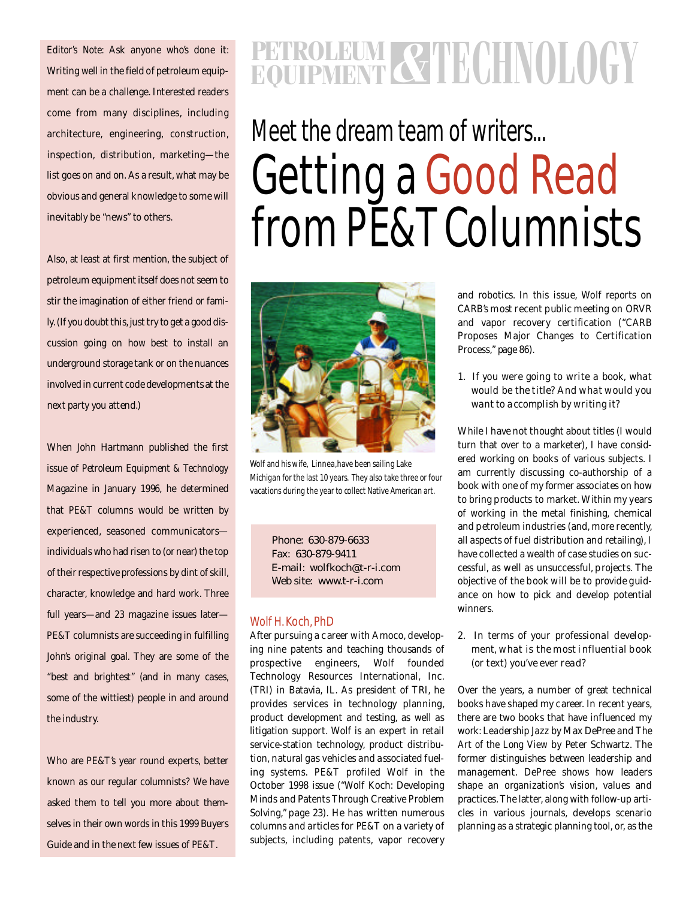Editor's Note: Ask anyone who's done it: Writing well in the field of petroleum equipment can be a challenge. Interested readers come from many disciplines, including architecture, engineering, construction, inspection, distribution, marketing—the list goes on and on. As a result, what may be obvious and general knowledge to some will inevitably be "news" to others.

Also, at least at first mention, the subject of petroleum equipment itself does not seem to stir the imagination of either friend or family. (If you doubt this, just try to get a good discussion going on how best to install an underground storage tank or on the nuances involved in current code developments at the next party you attend.)

When John Hartmann published the first issue of Petroleum Equipment & Technology Magazine in January 1996, he determined that PE&T columns would be written by experienced, seasoned communicators—individuals who had risen to (or near) the top of their respective professions by dint of skill, character, knowledge and hard work. Three full years—and 23 magazine issues later—PE&T columnists are succeeding in fulfilling John's original goal. They are some of the "best and brightest" (and in many cases, some of the wittiest) people in and around the industry.

Who are PE&T's year round experts, better known as our regular columnists? We have asked them to tell you more about themselves in their own words in this 1999 Buyers Guide and in the next few issues of PE&T.

# Meet the dream team of writers... Getting a Good Read from PE&T Columnists

*Wolf and his wife, Linnea, have been sailing Lake Michigan for the last 10 years. They also take three or four vacations during the year to collect Native American art.*

Phone: 630-879-6633
Fax: 630-879-9411
E-mail: wolfkoch@t-r-i.com
Web site: www.t-r-i.com

## Wolf H. Koch, PhD

After pursuing a career with Amoco, developing nine patents and teaching thousands of prospective engineers, Wolf founded Technology Resources International, Inc. (TRI) in Batavia, IL. As president of TRI, he provides services in technology planning, product development and testing, as well as litigation support. Wolf is an expert in retail service-station technology, product distribution, natural gas vehicles and associated fueling systems. PE&T profiled Wolf in the October 1998 issue ("Wolf Koch: Developing Minds and Patents Through Creative Problem Solving," page 23). He has written numerous columns and articles for PE&T on a variety of subjects, including patents, vapor recovery and robotics. In this issue, Wolf reports on CARB's most recent public meeting on ORVR and vapor recovery certification ("CARB Proposes Major Changes to Certification Process," page 86).

1. *If you were going to write a book, what would be the title? And what would you want to accomplish by writing it?*

While I have not thought about titles (I would turn that over to a marketer), I have considered working on books of various subjects. I am currently discussing co-authorship of a book with one of my former associates on how to bring products to market. Within my years of working in the metal finishing, chemical and petroleum industries (and, more recently, all aspects of fuel distribution and retailing), I have collected a wealth of case studies on successful, as well as unsuccessful, projects. The objective of the book will be to provide guidance on how to pick and develop potential winners.

2. *In terms of your professional development, what is the most influential book (or text) you've ever read?*

Over the years, a number of great technical books have shaped my career. In recent years, there are two books that have influenced my work: *Leadership Jazz* by Max DePree and *The Art of the Long View* by Peter Schwartz. The former distinguishes between leadership and management. DePree shows how leaders shape an organization's vision, values and practices. The latter, along with follow-up articles in various journals, develops scenario planning as a strategic planning tool, or, as the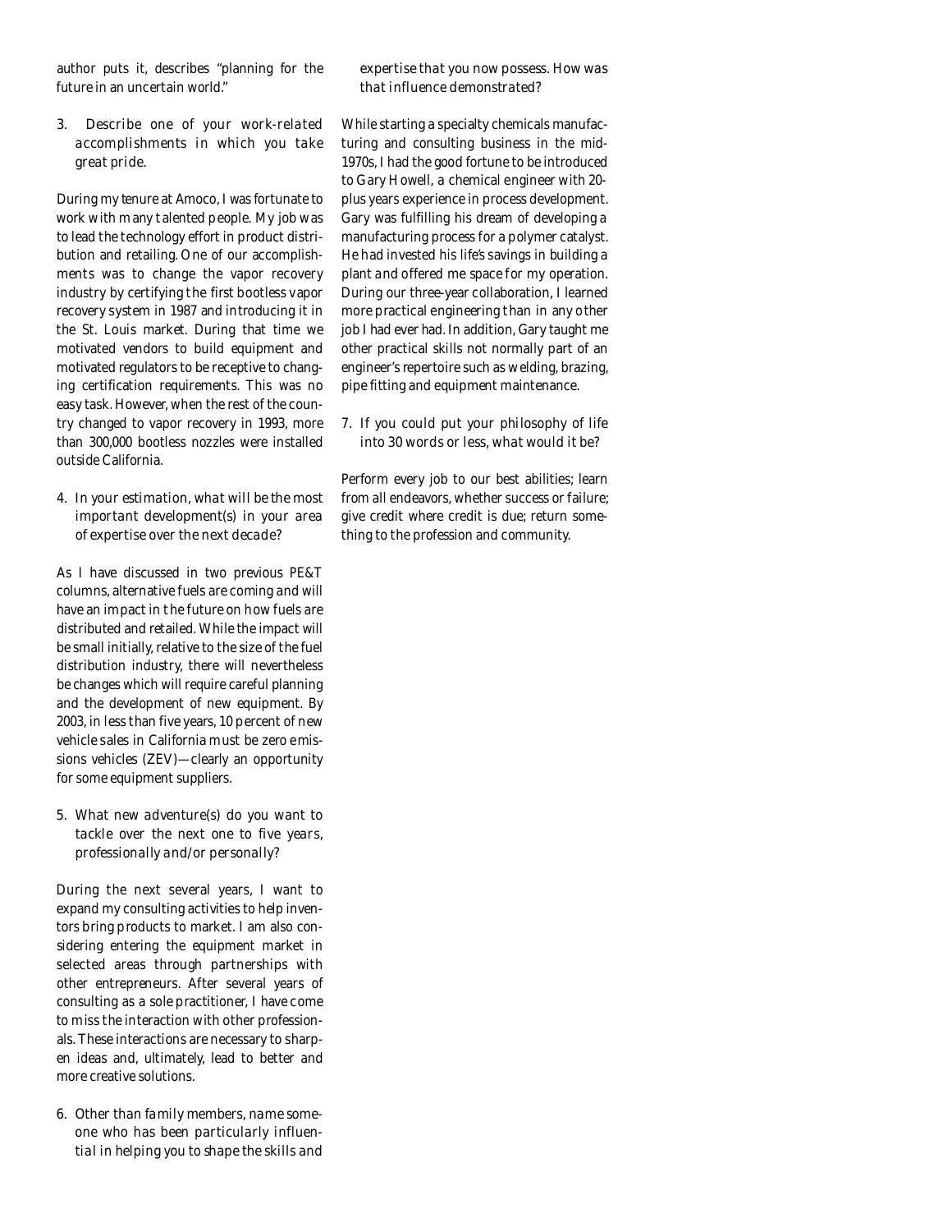author puts it, describes "planning for the future in an uncertain world."

3. *Describe one of your work-related accomplishments in which you take great pride.*

During my tenure at Amoco, I was fortunate to work with many talented people. My job was to lead the technology effort in product distribution and retailing. One of our accomplishments was to change the vapor recovery industry by certifying the first bootless vapor recovery system in 1987 and introducing it in the St. Louis market. During that time we motivated vendors to build equipment and motivated regulators to be receptive to changing certification requirements. This was no easy task. However, when the rest of the country changed to vapor recovery in 1993, more than 300,000 bootless nozzles were installed outside California.

4. *In your estimation, what will be the most important development(s) in your area of expertise over the next decade?*

As I have discussed in two previous PE&T columns, alternative fuels are coming and will have an impact in the future on how fuels are distributed and retailed. While the impact will be small initially, relative to the size of the fuel distribution industry, there will nevertheless be changes which will require careful planning and the development of new equipment. By 2003, in less than five years, 10 percent of new vehicle sales in California must be zero emissions vehicles (ZEV)—clearly an opportunity for some equipment suppliers.

5. *What new adventure(s) do you want to tackle over the next one to five years, professionally and/or personally?*

During the next several years, I want to expand my consulting activities to help inventors bring products to market. I am also considering entering the equipment market in selected areas through partnerships with other entrepreneurs. After several years of consulting as a sole practitioner, I have come to miss the interaction with other professionals. These interactions are necessary to sharpen ideas and, ultimately, lead to better and more creative solutions.

6. *Other than family members, name someone who has been particularly influential in helping you to shape the skills and expertise that you now possess. How was that influence demonstrated?*

While starting a specialty chemicals manufacturing and consulting business in the mid-1970s, I had the good fortune to be introduced to Gary Howell, a chemical engineer with 20-plus years experience in process development. Gary was fulfilling his dream of developing a manufacturing process for a polymer catalyst. He had invested his life's savings in building a plant and offered me space for my operation. During our three-year collaboration, I learned more practical engineering than in any other job I had ever had. In addition, Gary taught me other practical skills not normally part of an engineer's repertoire such as welding, brazing, pipe fitting and equipment maintenance.

7. *If you could put your philosophy of life into 30 words or less, what would it be?*

Perform every job to our best abilities; learn from all endeavors, whether success or failure; give credit where credit is due; return something to the profession and community.